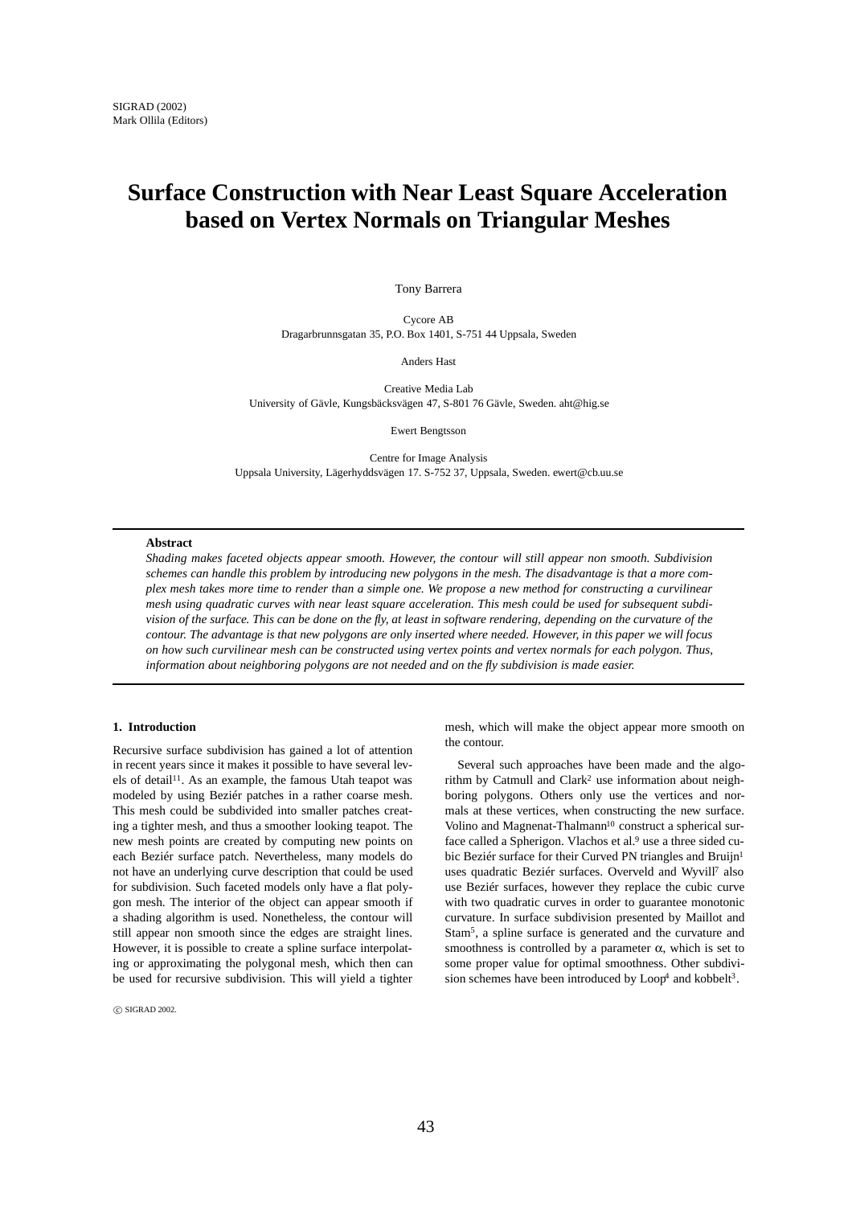# Surface Construction with Near Least Square Acceleration based on Vertex Normals on Triangular Meshes

Tony Barrera

Cycore AB
Dragarbrunnsgatan 35, P.O. Box 1401, S-751 44 Uppsala, Sweden

Anders Hast

Creative Media Lab
University of Gävle, Kungsbäcksvägen 47, S-801 76 Gävle, Sweden. aht@hig.se

Ewert Bengtsson

Centre for Image Analysis
Uppsala University, Lägerhyddsvägen 17. S-752 37, Uppsala, Sweden. ewert@cb.uu.se

## Abstract

*Shading makes faceted objects appear smooth. However, the contour will still appear non smooth. Subdivision schemes can handle this problem by introducing new polygons in the mesh. The disadvantage is that a more complex mesh takes more time to render than a simple one. We propose a new method for constructing a curvilinear mesh using quadratic curves with near least square acceleration. This mesh could be used for subsequent subdivision of the surface. This can be done on the fly, at least in software rendering, depending on the curvature of the contour. The advantage is that new polygons are only inserted where needed. However, in this paper we will focus on how such curvilinear mesh can be constructed using vertex points and vertex normals for each polygon. Thus, information about neighboring polygons are not needed and on the fly subdivision is made easier.*

## 1. Introduction

Recursive surface subdivision has gained a lot of attention in recent years since it makes it possible to have several levels of detail[11]. As an example, the famous Utah teapot was modeled by using Beziér patches in a rather coarse mesh. This mesh could be subdivided into smaller patches creating a tighter mesh, and thus a smoother looking teapot. The new mesh points are created by computing new points on each Beziér surface patch. Nevertheless, many models do not have an underlying curve description that could be used for subdivision. Such faceted models only have a flat polygon mesh. The interior of the object can appear smooth if a shading algorithm is used. Nonetheless, the contour will still appear non smooth since the edges are straight lines. However, it is possible to create a spline surface interpolating or approximating the polygonal mesh, which then can be used for recursive subdivision. This will yield a tighter mesh, which will make the object appear more smooth on the contour.

Several such approaches have been made and the algorithm by Catmull and Clark[2] use information about neighboring polygons. Others only use the vertices and normals at these vertices, when constructing the new surface. Volino and Magnenat-Thalmann[10] construct a spherical surface called a Spherigon. Vlachos et al.[9] use a three sided cubic Beziér surface for their Curved PN triangles and Bruijn[1] uses quadratic Beziér surfaces. Overveld and Wyvill[7] also use Beziér surfaces, however they replace the cubic curve with two quadratic curves in order to guarantee monotonic curvature. In surface subdivision presented by Maillot and Stam[5], a spline surface is generated and the curvature and smoothness is controlled by a parameter $\alpha$, which is set to some proper value for optimal smoothness. Other subdivision schemes have been introduced by Loop[4] and kobbelt[3].

© SIGRAD 2002.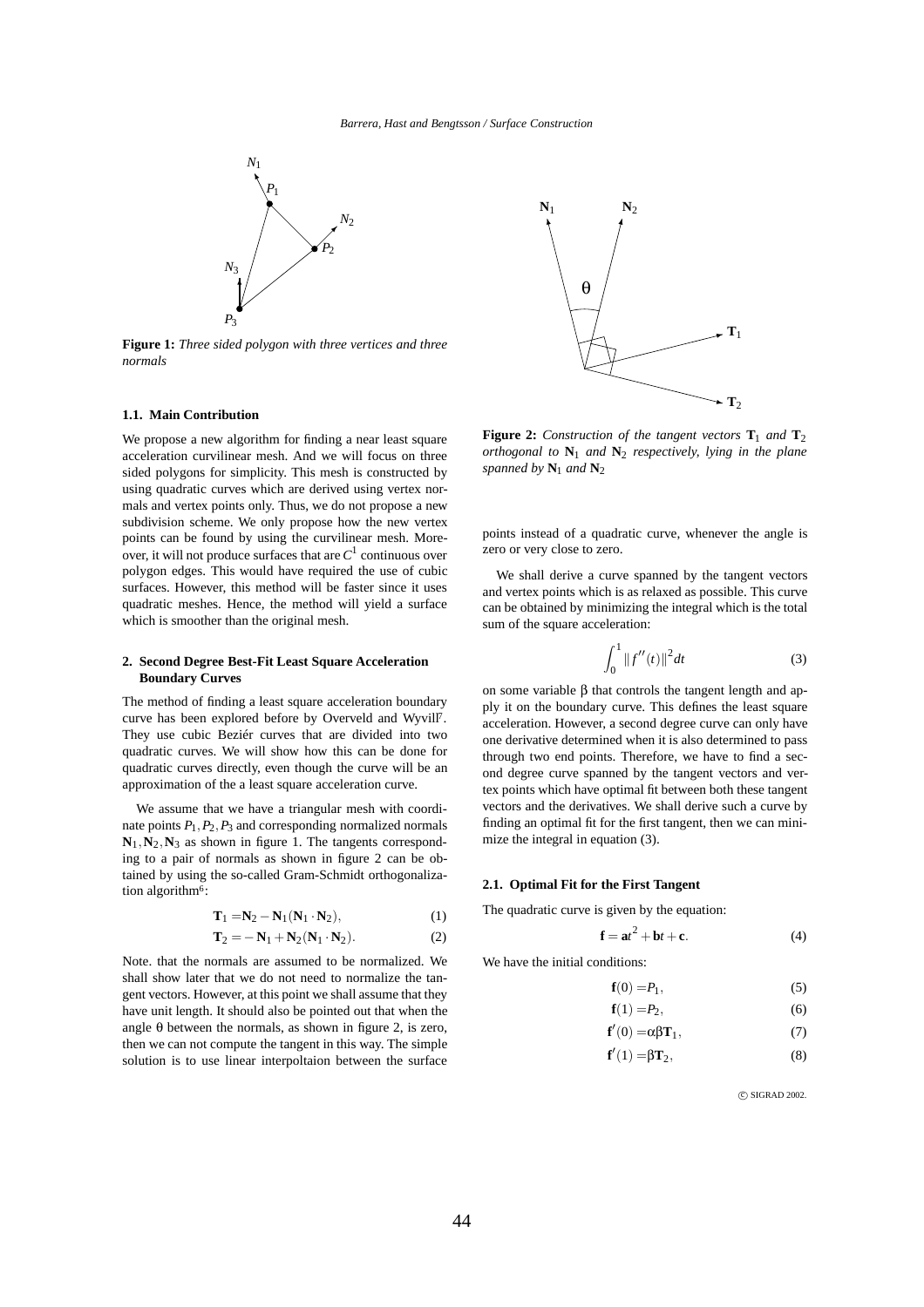**Figure 1:** *Three sided polygon with three vertices and three normals*

### 1.1. Main Contribution

We propose a new algorithm for finding a near least square acceleration curvilinear mesh. And we will focus on three sided polygons for simplicity. This mesh is constructed by using quadratic curves which are derived using vertex normals and vertex points only. Thus, we do not propose a new subdivision scheme. We only propose how the new vertex points can be found by using the curvilinear mesh. Moreover, it will not produce surfaces that are $C^1$ continuous over polygon edges. This would have required the use of cubic surfaces. However, this method will be faster since it uses quadratic meshes. Hence, the method will yield a surface which is smoother than the original mesh.

## 2. Second Degree Best-Fit Least Square Acceleration Boundary Curves

The method of finding a least square acceleration boundary curve has been explored before by Overveld and Wyvill[7]. They use cubic Beziér curves that are divided into two quadratic curves. We will show how this can be done for quadratic curves directly, even though the curve will be an approximation of the a least square acceleration curve.

We assume that we have a triangular mesh with coordinate points $P_1, P_2, P_3$ and corresponding normalized normals $\mathbf{N}_1, \mathbf{N}_2, \mathbf{N}_3$ as shown in figure 1. The tangents corresponding to a pair of normals as shown in figure 2 can be obtained by using the so-called Gram-Schmidt orthogonalization algorithm[6]:

$$\mathbf{T}_1 = \mathbf{N}_2 - \mathbf{N}_1(\mathbf{N}_1 \cdot \mathbf{N}_2), \tag{1}$$

$$\mathbf{T}_2 = -\mathbf{N}_1 + \mathbf{N}_2(\mathbf{N}_1 \cdot \mathbf{N}_2). \tag{2}$$

Note. that the normals are assumed to be normalized. We shall show later that we do not need to normalize the tangent vectors. However, at this point we shall assume that they have unit length. It should also be pointed out that when the angle $\theta$ between the normals, as shown in figure 2, is zero, then we can not compute the tangent in this way. The simple solution is to use linear interpoltaion between the surface points instead of a quadratic curve, whenever the angle is zero or very close to zero.

**Figure 2:** *Construction of the tangent vectors* $\mathbf{T}_1$ *and* $\mathbf{T}_2$ *orthogonal to* $\mathbf{N}_1$ *and* $\mathbf{N}_2$ *respectively, lying in the plane spanned by* $\mathbf{N}_1$ *and* $\mathbf{N}_2$

We shall derive a curve spanned by the tangent vectors and vertex points which is as relaxed as possible. This curve can be obtained by minimizing the integral which is the total sum of the square acceleration:

$$\int_0^1 \| f''(t) \|^2 dt \tag{3}$$

on some variable $\beta$ that controls the tangent length and apply it on the boundary curve. This defines the least square acceleration. However, a second degree curve can only have one derivative determined when it is also determined to pass through two end points. Therefore, we have to find a second degree curve spanned by the tangent vectors and vertex points which have optimal fit between both these tangent vectors and the derivatives. We shall derive such a curve by finding an optimal fit for the first tangent, then we can minimize the integral in equation (3).

### 2.1. Optimal Fit for the First Tangent

The quadratic curve is given by the equation:

$$\mathbf{f} = \mathbf{a}t^2 + \mathbf{b}t + \mathbf{c}. \tag{4}$$

We have the initial conditions:

$$\mathbf{f}(0) = P_1, \tag{5}$$

$$\mathbf{f}(1) = P_2, \tag{6}$$

$$\mathbf{f}'(0) = \alpha\beta\mathbf{T}_1, \tag{7}$$

$$\mathbf{f}'(1) = \beta\mathbf{T}_2, \tag{8}$$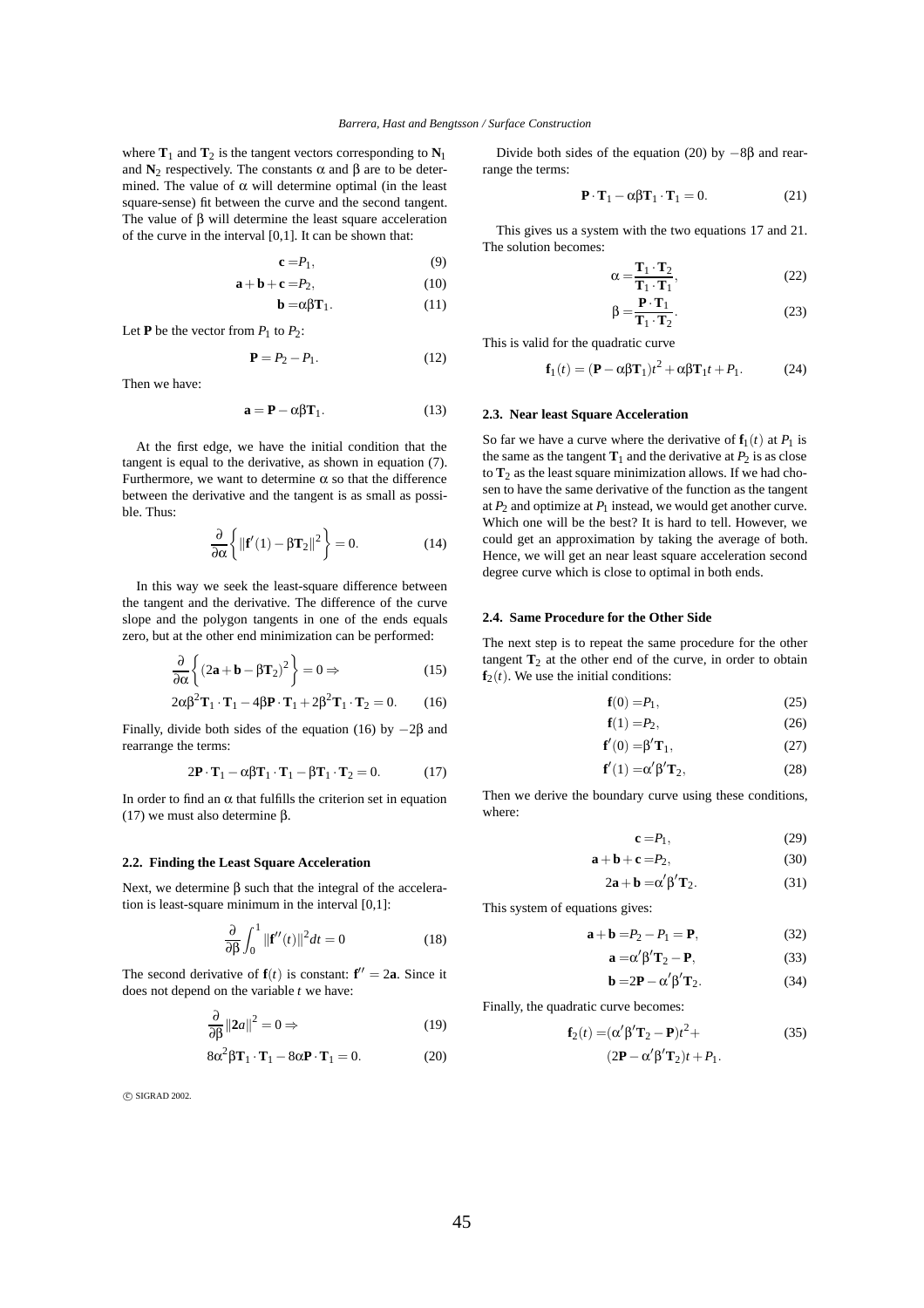where $\mathbf{T}_1$ and $\mathbf{T}_2$ is the tangent vectors corresponding to $\mathbf{N}_1$ and $\mathbf{N}_2$ respectively. The constants $\alpha$ and $\beta$ are to be determined. The value of $\alpha$ will determine optimal (in the least square-sense) fit between the curve and the second tangent. The value of $\beta$ will determine the least square acceleration of the curve in the interval [0,1]. It can be shown that:

$$\mathbf{c} = P_1, \tag{9}$$

$$\mathbf{a} + \mathbf{b} + \mathbf{c} = P_2, \tag{10}$$

$$\mathbf{b} = \alpha\beta\mathbf{T}_1. \tag{11}$$

Let $\mathbf{P}$ be the vector from $P_1$ to $P_2$:

$$\mathbf{P} = P_2 - P_1. \tag{12}$$

Then we have:

$$\mathbf{a} = \mathbf{P} - \alpha\beta\mathbf{T}_1. \tag{13}$$

At the first edge, we have the initial condition that the tangent is equal to the derivative, as shown in equation (7). Furthermore, we want to determine $\alpha$ so that the difference between the derivative and the tangent is as small as possible. Thus:

$$\frac{\partial}{\partial\alpha}\left\{\|\mathbf{f}'(1) - \beta\mathbf{T}_2\|^2\right\} = 0. \tag{14}$$

In this way we seek the least-square difference between the tangent and the derivative. The difference of the curve slope and the polygon tangents in one of the ends equals zero, but at the other end minimization can be performed:

$$\frac{\partial}{\partial\alpha}\left\{(2\mathbf{a} + \mathbf{b} - \beta\mathbf{T}_2)^2\right\} = 0 \Rightarrow \tag{15}$$

$$2\alpha\beta^2\mathbf{T}_1\cdot\mathbf{T}_1 - 4\beta\mathbf{P}\cdot\mathbf{T}_1 + 2\beta^2\mathbf{T}_1\cdot\mathbf{T}_2 = 0. \tag{16}$$

Finally, divide both sides of the equation (16) by $-2\beta$ and rearrange the terms:

$$2\mathbf{P}\cdot\mathbf{T}_1 - \alpha\beta\mathbf{T}_1\cdot\mathbf{T}_1 - \beta\mathbf{T}_1\cdot\mathbf{T}_2 = 0. \tag{17}$$

In order to find an $\alpha$ that fulfills the criterion set in equation (17) we must also determine $\beta$.

### 2.2. Finding the Least Square Acceleration

Next, we determine $\beta$ such that the integral of the acceleration is least-square minimum in the interval [0,1]:

$$\frac{\partial}{\partial\beta}\int_0^1 \|\mathbf{f}''(t)\|^2 dt = 0 \tag{18}$$

The second derivative of $\mathbf{f}(t)$ is constant: $\mathbf{f}'' = 2\mathbf{a}$. Since it does not depend on the variable $t$ we have:

$$\frac{\partial}{\partial\beta}\|\mathbf{2}a\|^2 = 0 \Rightarrow \tag{19}$$

$$8\alpha^2\beta\mathbf{T}_1\cdot\mathbf{T}_1 - 8\alpha\mathbf{P}\cdot\mathbf{T}_1 = 0. \tag{20}$$

Divide both sides of the equation (20) by $-8\beta$ and rearrange the terms:

$$\mathbf{P}\cdot\mathbf{T}_1 - \alpha\beta\mathbf{T}_1\cdot\mathbf{T}_1 = 0. \tag{21}$$

This gives us a system with the two equations 17 and 21. The solution becomes:

$$\alpha = \frac{\mathbf{T}_1\cdot\mathbf{T}_2}{\mathbf{T}_1\cdot\mathbf{T}_1}, \tag{22}$$

$$\beta = \frac{\mathbf{P}\cdot\mathbf{T}_1}{\mathbf{T}_1\cdot\mathbf{T}_2}. \tag{23}$$

This is valid for the quadratic curve

$$\mathbf{f}_1(t) = (\mathbf{P} - \alpha\beta\mathbf{T}_1)t^2 + \alpha\beta\mathbf{T}_1 t + P_1. \tag{24}$$

### 2.3. Near least Square Acceleration

So far we have a curve where the derivative of $\mathbf{f}_1(t)$ at $P_1$ is the same as the tangent $\mathbf{T}_1$ and the derivative at $P_2$ is as close to $\mathbf{T}_2$ as the least square minimization allows. If we had chosen to have the same derivative of the function as the tangent at $P_2$ and optimize at $P_1$ instead, we would get another curve. Which one will be the best? It is hard to tell. However, we could get an approximation by taking the average of both. Hence, we will get an near least square acceleration second degree curve which is close to optimal in both ends.

### 2.4. Same Procedure for the Other Side

The next step is to repeat the same procedure for the other tangent $\mathbf{T}_2$ at the other end of the curve, in order to obtain $\mathbf{f}_2(t)$. We use the initial conditions:

$$\mathbf{f}(0) = P_1, \tag{25}$$

$$\mathbf{f}(1) = P_2, \tag{26}$$

$$\mathbf{f}'(0) = \beta'\mathbf{T}_1, \tag{27}$$

$$\mathbf{f}'(1) = \alpha'\beta'\mathbf{T}_2, \tag{28}$$

Then we derive the boundary curve using these conditions, where:

$$\mathbf{c} = P_1, \tag{29}$$

$$\mathbf{a} + \mathbf{b} + \mathbf{c} = P_2, \tag{30}$$

$$2\mathbf{a} + \mathbf{b} = \alpha'\beta'\mathbf{T}_2. \tag{31}$$

This system of equations gives:

$$\mathbf{a} + \mathbf{b} = P_2 - P_1 = \mathbf{P}, \tag{32}$$

$$\mathbf{a} = \alpha'\beta'\mathbf{T}_2 - \mathbf{P}, \tag{33}$$

$$\mathbf{b} = 2\mathbf{P} - \alpha'\beta'\mathbf{T}_2. \tag{34}$$

Finally, the quadratic curve becomes:

$$\mathbf{f}_2(t) = (\alpha'\beta'\mathbf{T}_2 - \mathbf{P})t^2 + (2\mathbf{P} - \alpha'\beta'\mathbf{T}_2)t + P_1. \tag{35}$$

© SIGRAD 2002.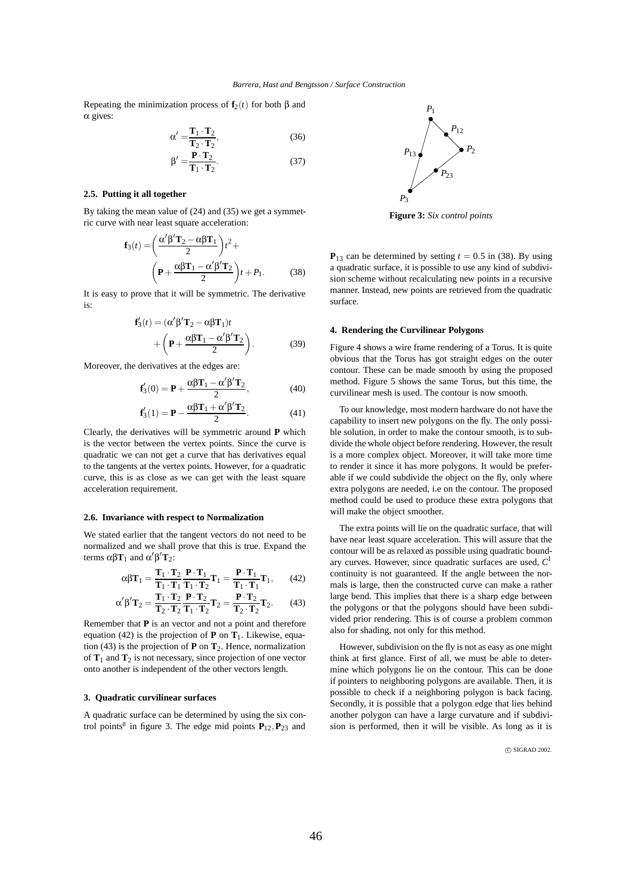Repeating the minimization process of $\mathbf{f}_2(t)$ for both $\beta$ and $\alpha$ gives:

$$\alpha' = \frac{\mathbf{T}_1 \cdot \mathbf{T}_2}{\mathbf{T}_2 \cdot \mathbf{T}_2}, \tag{36}$$

$$\beta' = \frac{\mathbf{P} \cdot \mathbf{T}_2}{\mathbf{T}_1 \cdot \mathbf{T}_2}. \tag{37}$$

### 2.5. Putting it all together

By taking the mean value of (24) and (35) we get a symmetric curve with near least square acceleration:

$$\mathbf{f}_3(t) = \left(\frac{\alpha'\beta'\mathbf{T}_2 - \alpha\beta\mathbf{T}_1}{2}\right)t^2 + \left(\mathbf{P} + \frac{\alpha\beta\mathbf{T}_1 - \alpha'\beta'\mathbf{T}_2}{2}\right)t + P_1. \tag{38}$$

It is easy to prove that it will be symmetric. The derivative is:

$$\mathbf{f}_3'(t) = (\alpha'\beta'\mathbf{T}_2 - \alpha\beta\mathbf{T}_1)t + \left(\mathbf{P} + \frac{\alpha\beta\mathbf{T}_1 - \alpha'\beta'\mathbf{T}_2}{2}\right). \tag{39}$$

Moreover, the derivatives at the edges are:

$$\mathbf{f}_3'(0) = \mathbf{P} + \frac{\alpha\beta\mathbf{T}_1 - \alpha'\beta'\mathbf{T}_2}{2}, \tag{40}$$

$$\mathbf{f}_3'(1) = \mathbf{P} - \frac{\alpha\beta\mathbf{T}_1 + \alpha'\beta'\mathbf{T}_2}{2}. \tag{41}$$

Clearly, the derivatives will be symmetric around $\mathbf{P}$ which is the vector between the vertex points. Since the curve is quadratic we can not get a curve that has derivatives equal to the tangents at the vertex points. However, for a quadratic curve, this is as close as we can get with the least square acceleration requirement.

### 2.6. Invariance with respect to Normalization

We stated earlier that the tangent vectors do not need to be normalized and we shall prove that this is true. Expand the terms $\alpha\beta\mathbf{T}_1$ and $\alpha'\beta'\mathbf{T}_2$:

$$\alpha\beta\mathbf{T}_1 = \frac{\mathbf{T}_1 \cdot \mathbf{T}_2}{\mathbf{T}_1 \cdot \mathbf{T}_1}\frac{\mathbf{P} \cdot \mathbf{T}_1}{\mathbf{T}_1 \cdot \mathbf{T}_2}\mathbf{T}_1 = \frac{\mathbf{P} \cdot \mathbf{T}_1}{\mathbf{T}_1 \cdot \mathbf{T}_1}\mathbf{T}_1, \tag{42}$$

$$\alpha'\beta'\mathbf{T}_2 = \frac{\mathbf{T}_1 \cdot \mathbf{T}_2}{\mathbf{T}_2 \cdot \mathbf{T}_2}\frac{\mathbf{P} \cdot \mathbf{T}_2}{\mathbf{T}_1 \cdot \mathbf{T}_2}\mathbf{T}_2 = \frac{\mathbf{P} \cdot \mathbf{T}_2}{\mathbf{T}_2 \cdot \mathbf{T}_2}\mathbf{T}_2. \tag{43}$$

Remember that $\mathbf{P}$ is an vector and not a point and therefore equation (42) is the projection of $\mathbf{P}$ on $\mathbf{T}_1$. Likewise, equation (43) is the projection of $\mathbf{P}$ on $\mathbf{T}_2$. Hence, normalization of $\mathbf{T}_1$ and $\mathbf{T}_2$ is not necessary, since projection of one vector onto another is independent of the other vectors length.

## 3. Quadratic curvilinear surfaces

A quadratic surface can be determined by using the six control points[8] in figure 3. The edge mid points $\mathbf{P}_{12}, \mathbf{P}_{23}$ and $\mathbf{P}_{13}$ can be determined by setting $t = 0.5$ in (38). By using a quadratic surface, it is possible to use any kind of subdivision scheme without recalculating new points in a recursive manner. Instead, new points are retrieved from the quadratic surface.

**Figure 3:** *Six control points*

## 4. Rendering the Curvilinear Polygons

Figure 4 shows a wire frame rendering of a Torus. It is quite obvious that the Torus has got straight edges on the outer contour. These can be made smooth by using the proposed method. Figure 5 shows the same Torus, but this time, the curvilinear mesh is used. The contour is now smooth.

To our knowledge, most modern hardware do not have the capability to insert new polygons on the fly. The only possible solution, in order to make the contour smooth, is to subdivide the whole object before rendering. However, the result is a more complex object. Moreover, it will take more time to render it since it has more polygons. It would be preferable if we could subdivide the object on the fly, only where extra polygons are needed, i.e on the contour. The proposed method could be used to produce these extra polygons that will make the object smoother.

The extra points will lie on the quadratic surface, that will have near least square acceleration. This will assure that the contour will be as relaxed as possible using quadratic boundary curves. However, since quadratic surfaces are used, $C^1$ continuity is not guaranteed. If the angle between the normals is large, then the constructed curve can make a rather large bend. This implies that there is a sharp edge between the polygons or that the polygons should have been subdivided prior rendering. This is of course a problem common also for shading, not only for this method.

However, subdivision on the fly is not as easy as one might think at first glance. First of all, we must be able to determine which polygons lie on the contour. This can be done if pointers to neighboring polygons are available. Then, it is possible to check if a neighboring polygon is back facing. Secondly, it is possible that a polygon edge that lies behind another polygon can have a large curvature and if subdivision is performed, then it will be visible. As long as it is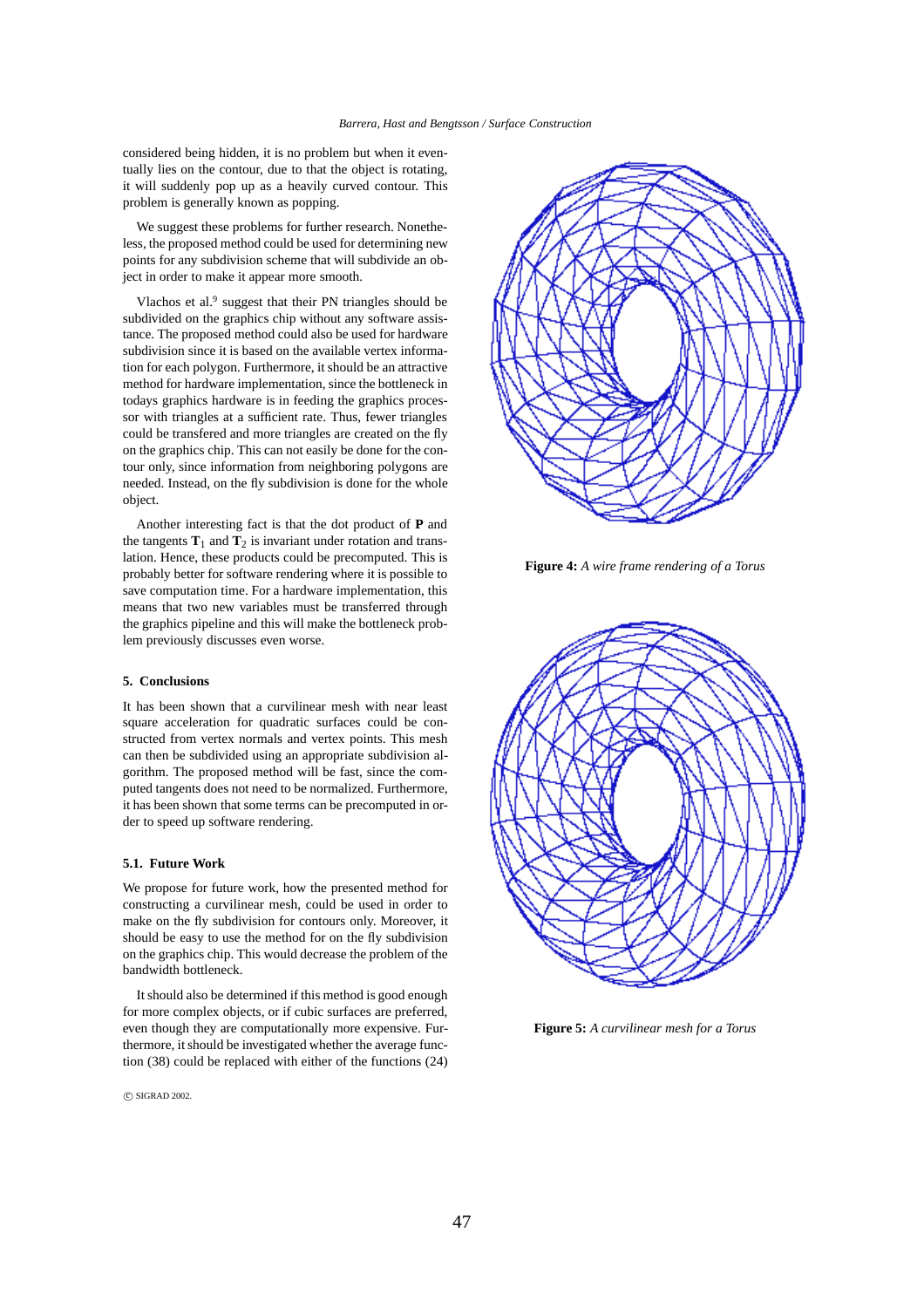considered being hidden, it is no problem but when it eventually lies on the contour, due to that the object is rotating, it will suddenly pop up as a heavily curved contour. This problem is generally known as popping.

We suggest these problems for further research. Nonetheless, the proposed method could be used for determining new points for any subdivision scheme that will subdivide an object in order to make it appear more smooth.

Vlachos et al.[9] suggest that their PN triangles should be subdivided on the graphics chip without any software assistance. The proposed method could also be used for hardware subdivision since it is based on the available vertex information for each polygon. Furthermore, it should be an attractive method for hardware implementation, since the bottleneck in todays graphics hardware is in feeding the graphics processor with triangles at a sufficient rate. Thus, fewer triangles could be transfered and more triangles are created on the fly on the graphics chip. This can not easily be done for the contour only, since information from neighboring polygons are needed. Instead, on the fly subdivision is done for the whole object.

Another interesting fact is that the dot product of $\mathbf{P}$ and the tangents $\mathbf{T}_1$ and $\mathbf{T}_2$ is invariant under rotation and translation. Hence, these products could be precomputed. This is probably better for software rendering where it is possible to save computation time. For a hardware implementation, this means that two new variables must be transferred through the graphics pipeline and this will make the bottleneck problem previously discusses even worse.

## 5. Conclusions

It has been shown that a curvilinear mesh with near least square acceleration for quadratic surfaces could be constructed from vertex normals and vertex points. This mesh can then be subdivided using an appropriate subdivision algorithm. The proposed method will be fast, since the computed tangents does not need to be normalized. Furthermore, it has been shown that some terms can be precomputed in order to speed up software rendering.

### 5.1. Future Work

We propose for future work, how the presented method for constructing a curvilinear mesh, could be used in order to make on the fly subdivision for contours only. Moreover, it should be easy to use the method for on the fly subdivision on the graphics chip. This would decrease the problem of the bandwidth bottleneck.

It should also be determined if this method is good enough for more complex objects, or if cubic surfaces are preferred, even though they are computationally more expensive. Furthermore, it should be investigated whether the average function (38) could be replaced with either of the functions (24)

**Figure 4:** *A wire frame rendering of a Torus*

**Figure 5:** *A curvilinear mesh for a Torus*

© SIGRAD 2002.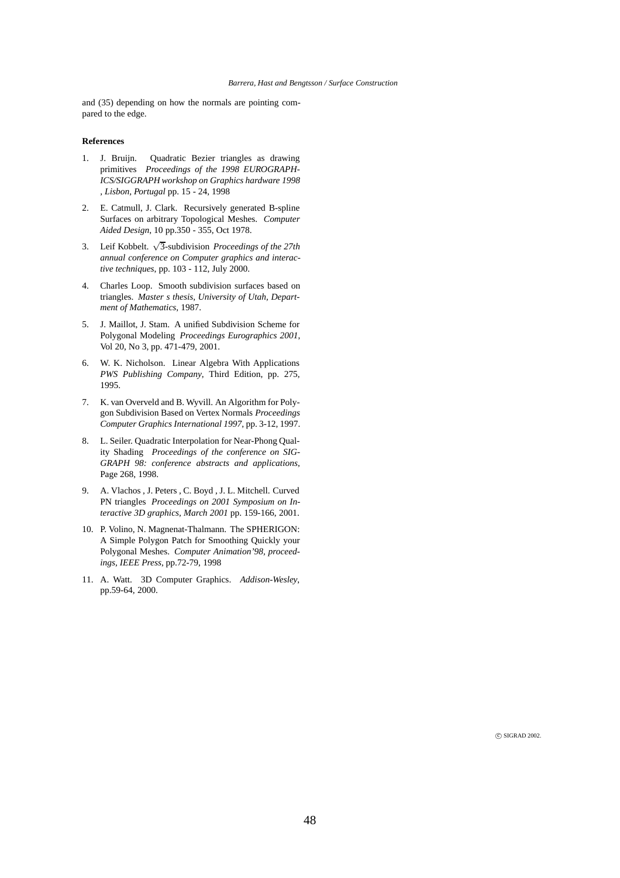and (35) depending on how the normals are pointing compared to the edge.

**References**

1. J. Bruijn. Quadratic Bezier triangles as drawing primitives *Proceedings of the 1998 EUROGRAPHICS/SIGGRAPH workshop on Graphics hardware 1998 , Lisbon, Portugal* pp. 15 - 24, 1998
2. E. Catmull, J. Clark. Recursively generated B-spline Surfaces on arbitrary Topological Meshes. *Computer Aided Design*, 10 pp.350 - 355, Oct 1978.
3. Leif Kobbelt. $\sqrt{3}$-subdivision *Proceedings of the 27th annual conference on Computer graphics and interactive techniques*, pp. 103 - 112, July 2000.
4. Charles Loop. Smooth subdivision surfaces based on triangles. *Master s thesis, University of Utah, Department of Mathematics*, 1987.
5. J. Maillot, J. Stam. A unified Subdivision Scheme for Polygonal Modeling *Proceedings Eurographics 2001*, Vol 20, No 3, pp. 471-479, 2001.
6. W. K. Nicholson. Linear Algebra With Applications *PWS Publishing Company*, Third Edition, pp. 275, 1995.
7. K. van Overveld and B. Wyvill. An Algorithm for Polygon Subdivision Based on Vertex Normals *Proceedings Computer Graphics International 1997*, pp. 3-12, 1997.
8. L. Seiler. Quadratic Interpolation for Near-Phong Quality Shading *Proceedings of the conference on SIGGRAPH 98: conference abstracts and applications*, Page 268, 1998.
9. A. Vlachos , J. Peters , C. Boyd , J. L. Mitchell. Curved PN triangles *Proceedings on 2001 Symposium on Interactive 3D graphics, March 2001* pp. 159-166, 2001.
10. P. Volino, N. Magnenat-Thalmann. The SPHERIGON: A Simple Polygon Patch for Smoothing Quickly your Polygonal Meshes. *Computer Animation'98, proceedings, IEEE Press*, pp.72-79, 1998
11. A. Watt. 3D Computer Graphics. *Addison-Wesley*, pp.59-64, 2000.